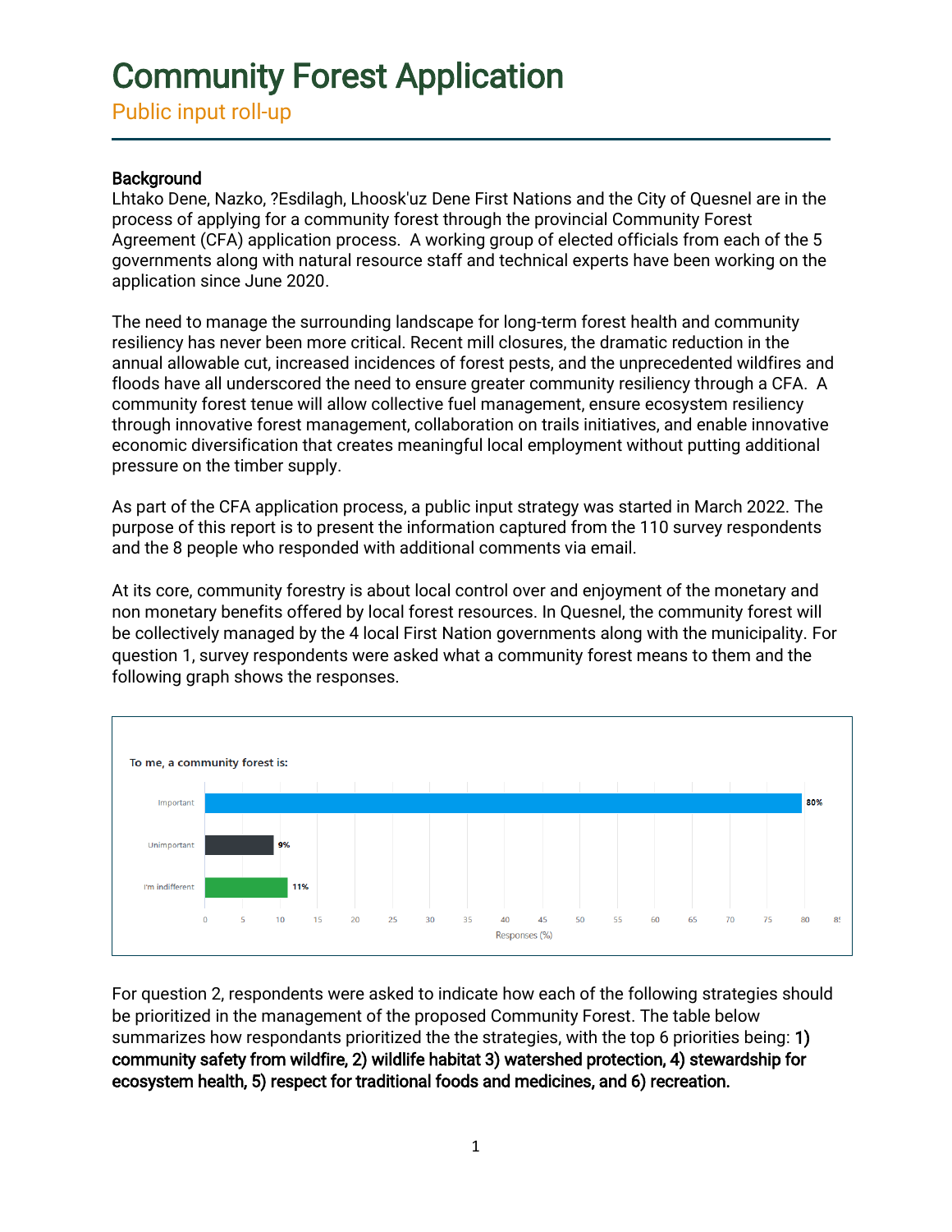# Community Forest Application

## Public input roll-up

**Background**

Lhtako Dene, Nazko, ?Esdilagh, Lhoosk'uz Dene First Nations and the City of Quesnel are in the process of applying for a community forest through the provincial Community Forest Agreement (CFA) application process. A working group of elected officials from each of the 5 governments along with natural resource staff and technical experts have been working on the application since June 2020.

The need to manage the surrounding landscape for long-term forest health and community resiliency has never been more critical. Recent mill closures, the dramatic reduction in the annual allowable cut, increased incidences of forest pests, and the unprecedented wildfires and floods have all underscored the need to ensure greater community resiliency through a CFA. A community forest tenue will allow collective fuel management, ensure ecosystem resiliency through innovative forest management, collaboration on trails initiatives, and enable innovative economic diversification that creates meaningful local employment without putting additional pressure on the timber supply.

As part of the CFA application process, a public input strategy was started in March 2022. The purpose of this report is to present the information captured from the 110 survey respondents and the 8 people who responded with additional comments via email.

At its core, community forestry is about local control over and enjoyment of the monetary and non monetary benefits offered by local forest resources. In Quesnel, the community forest will be collectively managed by the 4 local First Nation governments along with the municipality. For question 1, survey respondents were asked what a community forest means to them and the following graph shows the responses.

To me, a community forest is:

| Response | Responses (%) |
|---|---|
| Important | 80% |
| Unimportant | 9% |
| I'm indifferent | 11% |

For question 2, respondents were asked to indicate how each of the following strategies should be prioritized in the management of the proposed Community Forest. The table below summarizes how respondants prioritized the the strategies, with the top 6 priorities being: **1) community safety from wildfire, 2) wildlife habitat 3) watershed protection, 4) stewardship for ecosystem health, 5) respect for traditional foods and medicines, and 6) recreation.**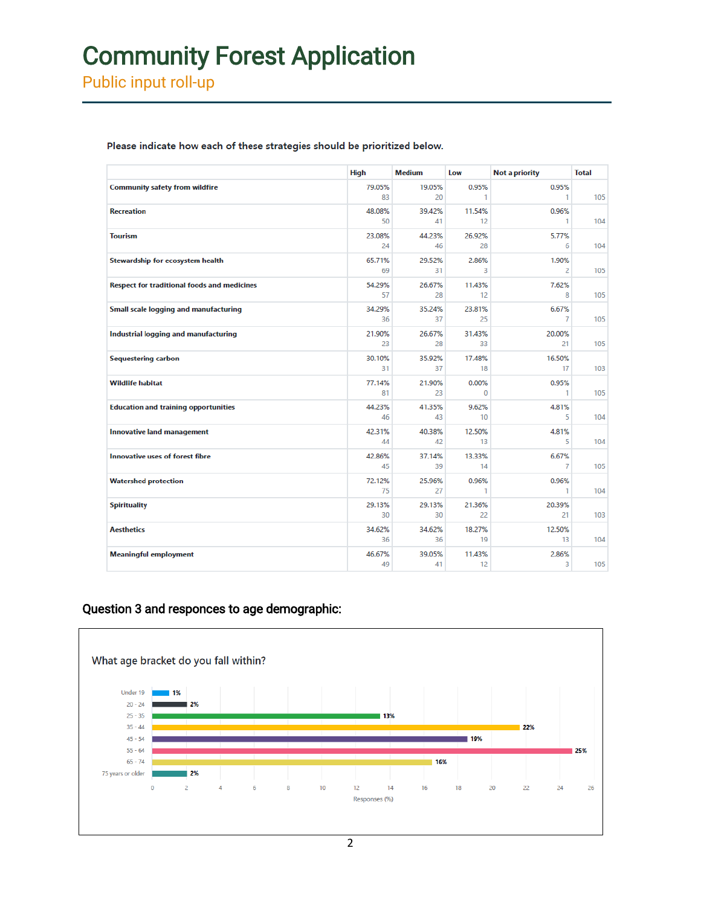# Community Forest Application

## Public input roll-up

**Please indicate how each of these strategies should be prioritized below.**

| | High | Medium | Low | Not a priority | Total |
|---|---|---|---|---|---|
| **Community safety from wildfire** | 79.05% 83 | 19.05% 20 | 0.95% 1 | 0.95% 1 | 105 |
| **Recreation** | 48.08% 50 | 39.42% 41 | 11.54% 12 | 0.96% 1 | 104 |
| **Tourism** | 23.08% 24 | 44.23% 46 | 26.92% 28 | 5.77% 6 | 104 |
| **Stewardship for ecosystem health** | 65.71% 69 | 29.52% 31 | 2.86% 3 | 1.90% 2 | 105 |
| **Respect for traditional foods and medicines** | 54.29% 57 | 26.67% 28 | 11.43% 12 | 7.62% 8 | 105 |
| **Small scale logging and manufacturing** | 34.29% 36 | 35.24% 37 | 23.81% 25 | 6.67% 7 | 105 |
| **Industrial logging and manufacturing** | 21.90% 23 | 26.67% 28 | 31.43% 33 | 20.00% 21 | 105 |
| **Sequestering carbon** | 30.10% 31 | 35.92% 37 | 17.48% 18 | 16.50% 17 | 103 |
| **Wildlife habitat** | 77.14% 81 | 21.90% 23 | 0.00% 0 | 0.95% 1 | 105 |
| **Education and training opportunities** | 44.23% 46 | 41.35% 43 | 9.62% 10 | 4.81% 5 | 104 |
| **Innovative land management** | 42.31% 44 | 40.38% 42 | 12.50% 13 | 4.81% 5 | 104 |
| **Innovative uses of forest fibre** | 42.86% 45 | 37.14% 39 | 13.33% 14 | 6.67% 7 | 105 |
| **Watershed protection** | 72.12% 75 | 25.96% 27 | 0.96% 1 | 0.96% 1 | 104 |
| **Spirituality** | 29.13% 30 | 29.13% 30 | 21.36% 22 | 20.39% 21 | 103 |
| **Aesthetics** | 34.62% 36 | 34.62% 36 | 18.27% 19 | 12.50% 13 | 104 |
| **Meaningful employment** | 46.67% 49 | 39.05% 41 | 11.43% 12 | 2.86% 3 | 105 |

### Question 3 and responces to age demographic:

What age bracket do you fall within?

| Age bracket | Responses (%) |
|---|---|
| Under 19 | 1% |
| 20 - 24 | 2% |
| 25 - 35 | 13% |
| 35 - 44 | 22% |
| 45 - 54 | 19% |
| 55 - 64 | 25% |
| 65 - 74 | 16% |
| 75 years or older | 2% |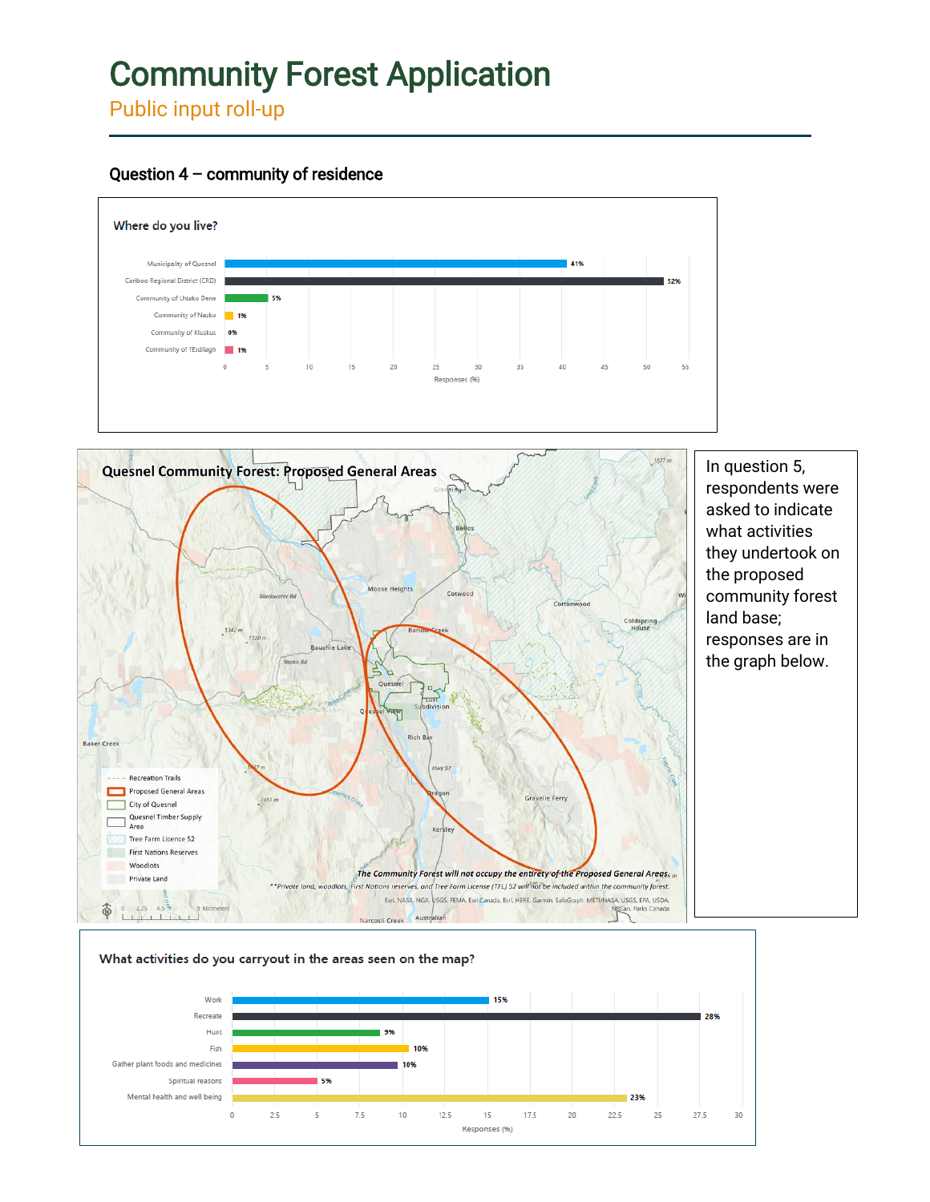# Community Forest Application

## Public input roll-up

### Question 4 – community of residence

**Where do you live?**

| Community | Responses (%) |
|---|---|
| Municipality of Quesnel | 41% |
| Cariboo Regional District (CRD) | 52% |
| Community of Lhtako Dene | 5% |
| Community of Nazko | 1% |
| Community of Kluskus | 0% |
| Community of ?Esdilagh | 1% |

**Quesnel Community Forest: Proposed General Areas**

*The Community Forest will not occupy the entirety of the Proposed General Areas.*

*\*\*Private land, woodlots, First Nations reserves, and Tree Farm License (TFL) 52 will not be included within the community forest.*

In question 5, respondents were asked to indicate what activities they undertook on the proposed community forest land base; responses are in the graph below.

**What activities do you carryout in the areas seen on the map?**

| Activity | Responses (%) |
|---|---|
| Work | 15% |
| Recreate | 28% |
| Hunt | 9% |
| Fish | 10% |
| Gather plant foods and medicines | 10% |
| Spiritual reasons | 5% |
| Mental health and well being | 23% |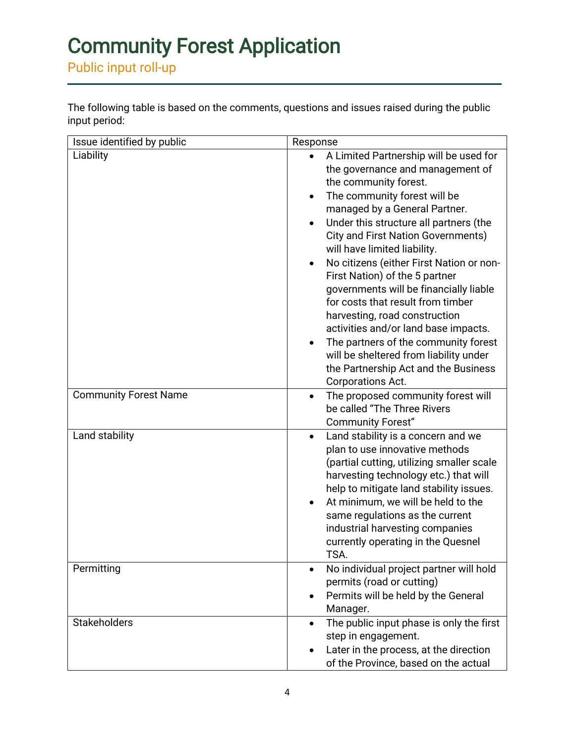# Community Forest Application

## Public input roll-up

The following table is based on the comments, questions and issues raised during the public input period:

| Issue identified by public | Response |
|---|---|
| Liability | • A Limited Partnership will be used for the governance and management of the community forest.<br>• The community forest will be managed by a General Partner.<br>• Under this structure all partners (the City and First Nation Governments) will have limited liability.<br>• No citizens (either First Nation or non-First Nation) of the 5 partner governments will be financially liable for costs that result from timber harvesting, road construction activities and/or land base impacts.<br>• The partners of the community forest will be sheltered from liability under the Partnership Act and the Business Corporations Act. |
| Community Forest Name | • The proposed community forest will be called "The Three Rivers Community Forest" |
| Land stability | • Land stability is a concern and we plan to use innovative methods (partial cutting, utilizing smaller scale harvesting technology etc.) that will help to mitigate land stability issues.<br>• At minimum, we will be held to the same regulations as the current industrial harvesting companies currently operating in the Quesnel TSA. |
| Permitting | • No individual project partner will hold permits (road or cutting)<br>• Permits will be held by the General Manager. |
| Stakeholders | • The public input phase is only the first step in engagement.<br>• Later in the process, at the direction of the Province, based on the actual |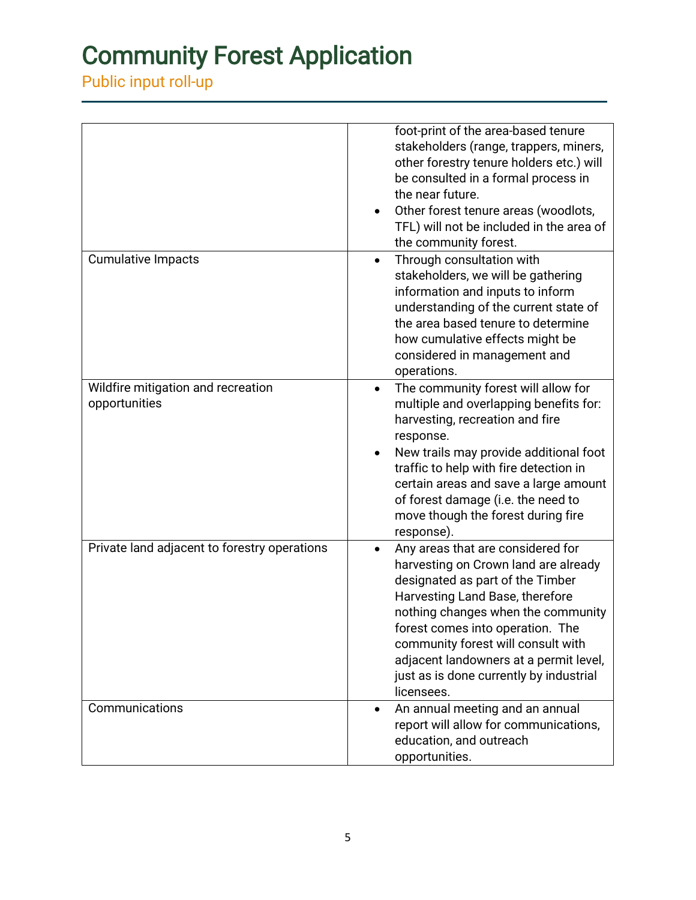# Community Forest Application

Public input roll-up

| | |
|---|---|
| | foot-print of the area-based tenure stakeholders (range, trappers, miners, other forestry tenure holders etc.) will be consulted in a formal process in the near future.<br>• Other forest tenure areas (woodlots, TFL) will not be included in the area of the community forest. |
| Cumulative Impacts | • Through consultation with stakeholders, we will be gathering information and inputs to inform understanding of the current state of the area based tenure to determine how cumulative effects might be considered in management and operations. |
| Wildfire mitigation and recreation opportunities | • The community forest will allow for multiple and overlapping benefits for: harvesting, recreation and fire response.<br>• New trails may provide additional foot traffic to help with fire detection in certain areas and save a large amount of forest damage (i.e. the need to move though the forest during fire response). |
| Private land adjacent to forestry operations | • Any areas that are considered for harvesting on Crown land are already designated as part of the Timber Harvesting Land Base, therefore nothing changes when the community forest comes into operation. The community forest will consult with adjacent landowners at a permit level, just as is done currently by industrial licensees. |
| Communications | • An annual meeting and an annual report will allow for communications, education, and outreach opportunities. |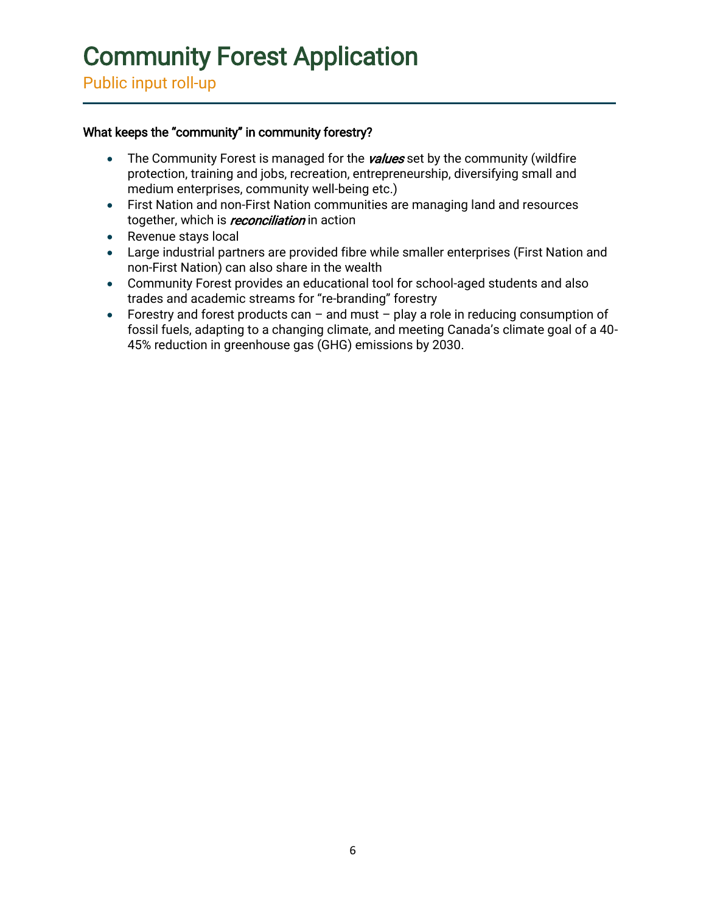# Community Forest Application

## Public input roll-up

### What keeps the "community" in community forestry?

- The Community Forest is managed for the ***values*** set by the community (wildfire protection, training and jobs, recreation, entrepreneurship, diversifying small and medium enterprises, community well-being etc.)
- First Nation and non-First Nation communities are managing land and resources together, which is ***reconciliation*** in action
- Revenue stays local
- Large industrial partners are provided fibre while smaller enterprises (First Nation and non-First Nation) can also share in the wealth
- Community Forest provides an educational tool for school-aged students and also trades and academic streams for "re-branding" forestry
- Forestry and forest products can – and must – play a role in reducing consumption of fossil fuels, adapting to a changing climate, and meeting Canada's climate goal of a 40-45% reduction in greenhouse gas (GHG) emissions by 2030.